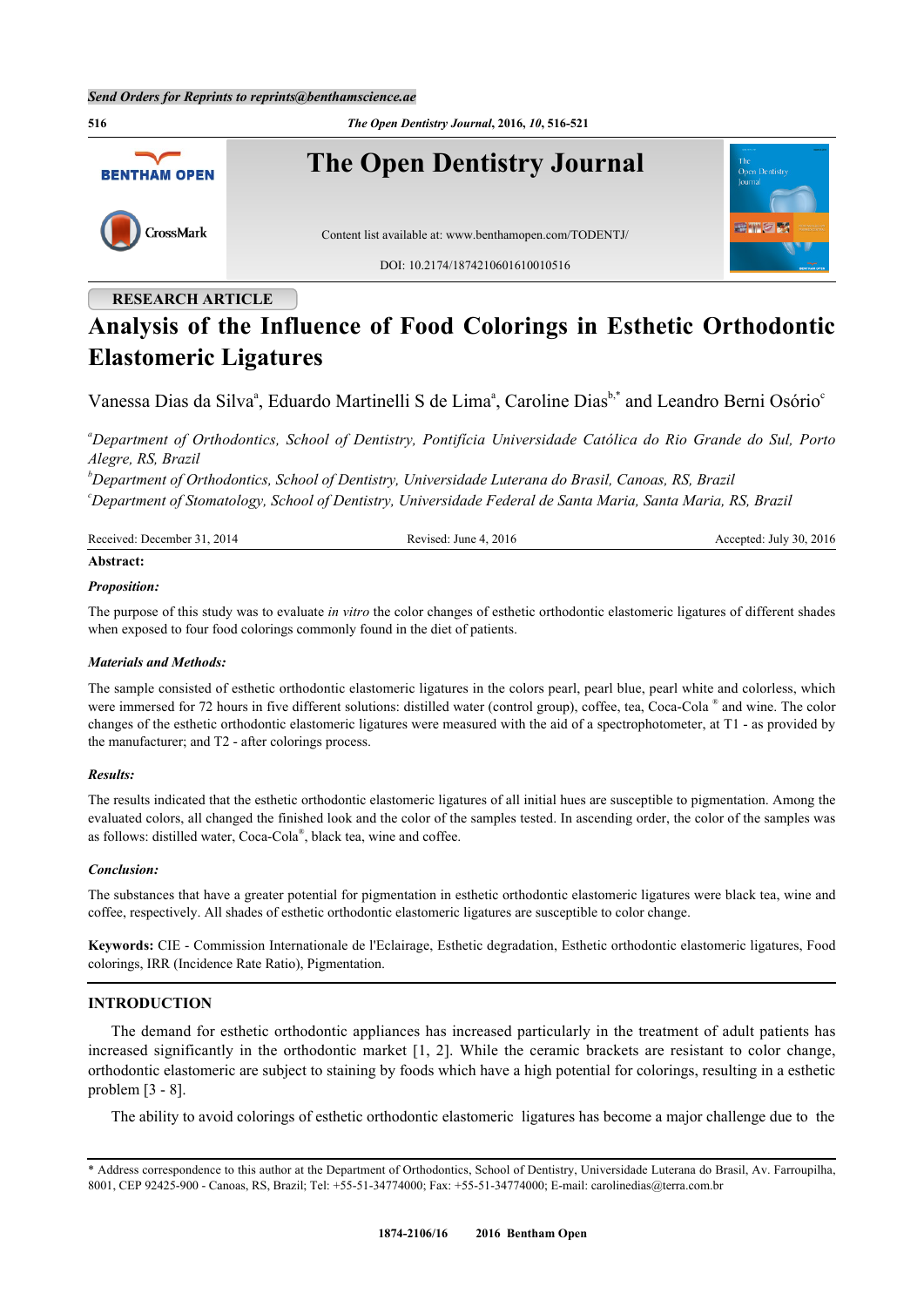RESEARCH ARTICLE

# Analysis of the Influence of Food Colorings in Esthetic Orthodontic Elastomeric Ligatures

Vanessa Dias da Silva[a], Eduardo Martinelli S de Lima[a], Caroline Dias[b,*] and Leandro Berni Osório[c]

[a]*Department of Orthodontics, School of Dentistry, Pontifícia Universidade Católica do Rio Grande do Sul, Porto Alegre, RS, Brazil*

[b]*Department of Orthodontics, School of Dentistry, Universidade Luterana do Brasil, Canoas, RS, Brazil*

[c]*Department of Stomatology, School of Dentistry, Universidade Federal de Santa Maria, Santa Maria, RS, Brazil*

Received: December 31, 2014 Revised: June 4, 2016 Accepted: July 30, 2016

**Abstract:**

***Proposition:***

The purpose of this study was to evaluate *in vitro* the color changes of esthetic orthodontic elastomeric ligatures of different shades when exposed to four food colorings commonly found in the diet of patients.

***Materials and Methods:***

The sample consisted of esthetic orthodontic elastomeric ligatures in the colors pearl, pearl blue, pearl white and colorless, which were immersed for 72 hours in five different solutions: distilled water (control group), coffee, tea, Coca-Cola ® and wine. The color changes of the esthetic orthodontic elastomeric ligatures were measured with the aid of a spectrophotometer, at T1 - as provided by the manufacturer; and T2 - after colorings process.

***Results:***

The results indicated that the esthetic orthodontic elastomeric ligatures of all initial hues are susceptible to pigmentation. Among the evaluated colors, all changed the finished look and the color of the samples tested. In ascending order, the color of the samples was as follows: distilled water, Coca-Cola®, black tea, wine and coffee.

***Conclusion:***

The substances that have a greater potential for pigmentation in esthetic orthodontic elastomeric ligatures were black tea, wine and coffee, respectively. All shades of esthetic orthodontic elastomeric ligatures are susceptible to color change.

**Keywords:** CIE - Commission Internationale de l'Eclairage, Esthetic degradation, Esthetic orthodontic elastomeric ligatures, Food colorings, IRR (Incidence Rate Ratio), Pigmentation.

## INTRODUCTION

The demand for esthetic orthodontic appliances has increased particularly in the treatment of adult patients has increased significantly in the orthodontic market [1, 2]. While the ceramic brackets are resistant to color change, orthodontic elastomeric are subject to staining by foods which have a high potential for colorings, resulting in a esthetic problem [3 - 8].

The ability to avoid colorings of esthetic orthodontic elastomeric ligatures has become a major challenge due to the

* Address correspondence to this author at the Department of Orthodontics, School of Dentistry, Universidade Luterana do Brasil, Av. Farroupilha, 8001, CEP 92425-900 - Canoas, RS, Brazil; Tel: +55-51-34774000; Fax: +55-51-34774000; E-mail: carolinedias@terra.com.br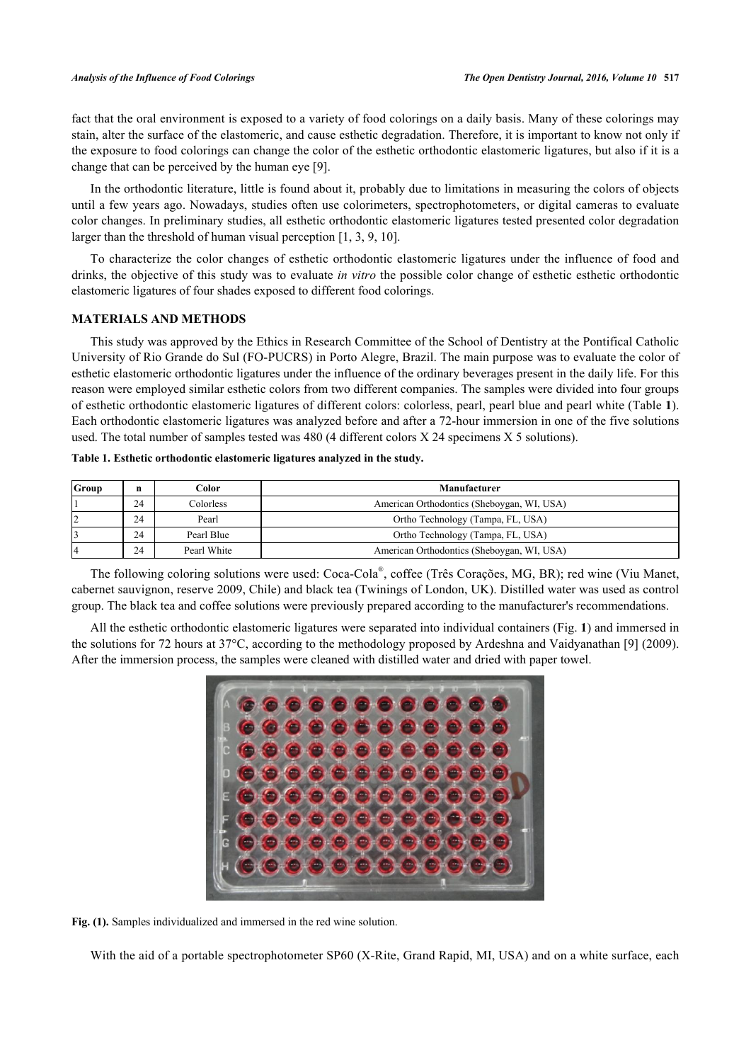fact that the oral environment is exposed to a variety of food colorings on a daily basis. Many of these colorings may stain, alter the surface of the elastomeric, and cause esthetic degradation. Therefore, it is important to know not only if the exposure to food colorings can change the color of the esthetic orthodontic elastomeric ligatures, but also if it is a change that can be perceived by the human eye [9].

In the orthodontic literature, little is found about it, probably due to limitations in measuring the colors of objects until a few years ago. Nowadays, studies often use colorimeters, spectrophotometers, or digital cameras to evaluate color changes. In preliminary studies, all esthetic orthodontic elastomeric ligatures tested presented color degradation larger than the threshold of human visual perception [1, 3, 9, 10].

To characterize the color changes of esthetic orthodontic elastomeric ligatures under the influence of food and drinks, the objective of this study was to evaluate *in vitro* the possible color change of esthetic esthetic orthodontic elastomeric ligatures of four shades exposed to different food colorings.

## MATERIALS AND METHODS

This study was approved by the Ethics in Research Committee of the School of Dentistry at the Pontifical Catholic University of Rio Grande do Sul (FO-PUCRS) in Porto Alegre, Brazil. The main purpose was to evaluate the color of esthetic elastomeric orthodontic ligatures under the influence of the ordinary beverages present in the daily life. For this reason were employed similar esthetic colors from two different companies. The samples were divided into four groups of esthetic orthodontic elastomeric ligatures of different colors: colorless, pearl, pearl blue and pearl white (Table **1**). Each orthodontic elastomeric ligatures was analyzed before and after a 72-hour immersion in one of the five solutions used. The total number of samples tested was 480 (4 different colors X 24 specimens X 5 solutions).

**Table 1. Esthetic orthodontic elastomeric ligatures analyzed in the study.**

| Group | n | Color | Manufacturer |
|---|---|---|---|
| 1 | 24 | Colorless | American Orthodontics (Sheboygan, WI, USA) |
| 2 | 24 | Pearl | Ortho Technology (Tampa, FL, USA) |
| 3 | 24 | Pearl Blue | Ortho Technology (Tampa, FL, USA) |
| 4 | 24 | Pearl White | American Orthodontics (Sheboygan, WI, USA) |

The following coloring solutions were used: Coca-Cola®, coffee (Três Corações, MG, BR); red wine (Viu Manet, cabernet sauvignon, reserve 2009, Chile) and black tea (Twinings of London, UK). Distilled water was used as control group. The black tea and coffee solutions were previously prepared according to the manufacturer's recommendations.

All the esthetic orthodontic elastomeric ligatures were separated into individual containers (Fig. **1**) and immersed in the solutions for 72 hours at 37°C, according to the methodology proposed by Ardeshna and Vaidyanathan [9] (2009). After the immersion process, the samples were cleaned with distilled water and dried with paper towel.

**Fig. (1).** Samples individualized and immersed in the red wine solution.

With the aid of a portable spectrophotometer SP60 (X-Rite, Grand Rapid, MI, USA) and on a white surface, each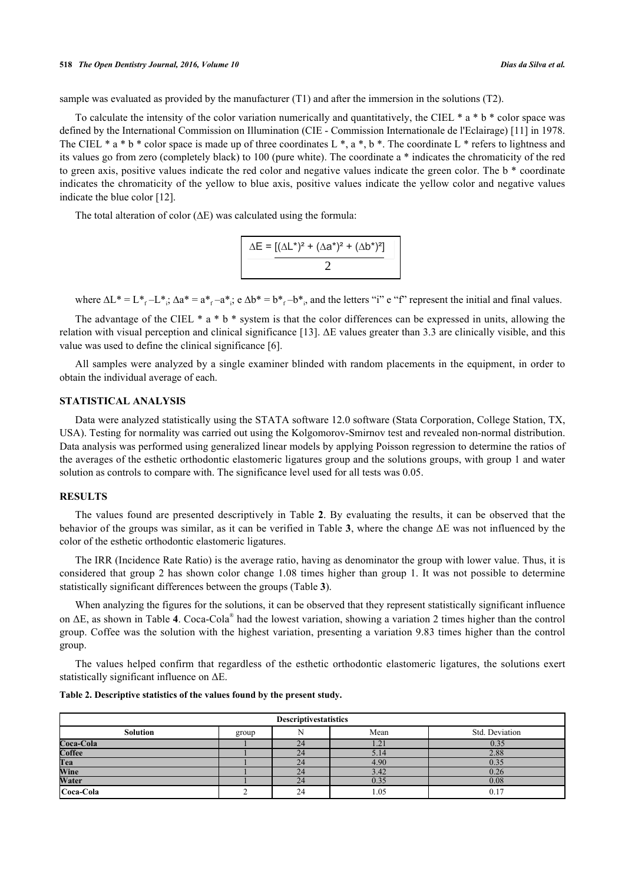sample was evaluated as provided by the manufacturer (T1) and after the immersion in the solutions (T2).

To calculate the intensity of the color variation numerically and quantitatively, the CIEL * a * b * color space was defined by the International Commission on Illumination (CIE - Commission Internationale de l'Eclairage) [11] in 1978. The CIEL * a * b * color space is made up of three coordinates L *, a *, b *. The coordinate L * refers to lightness and its values go from zero (completely black) to 100 (pure white). The coordinate a * indicates the chromaticity of the red to green axis, positive values indicate the red color and negative values indicate the green color. The b * coordinate indicates the chromaticity of the yellow to blue axis, positive values indicate the yellow color and negative values indicate the blue color [12].

The total alteration of color ($\Delta E$) was calculated using the formula:

$$\Delta E = \frac{[(\Delta L^*)^2 + (\Delta a^*)^2 + (\Delta b^*)^2]}{2}$$

where $\Delta L^* = L^*_f - L^*_i$; $\Delta a^* = a^*_f - a^*_i$; e $\Delta b^* = b^*_f - b^*_i$, and the letters "i" e "f" represent the initial and final values.

The advantage of the CIEL * a * b * system is that the color differences can be expressed in units, allowing the relation with visual perception and clinical significance [13]. $\Delta E$ values greater than 3.3 are clinically visible, and this value was used to define the clinical significance [6].

All samples were analyzed by a single examiner blinded with random placements in the equipment, in order to obtain the individual average of each.

## STATISTICAL ANALYSIS

Data were analyzed statistically using the STATA software 12.0 software (Stata Corporation, College Station, TX, USA). Testing for normality was carried out using the Kolgomorov-Smirnov test and revealed non-normal distribution. Data analysis was performed using generalized linear models by applying Poisson regression to determine the ratios of the averages of the esthetic orthodontic elastomeric ligatures group and the solutions groups, with group 1 and water solution as controls to compare with. The significance level used for all tests was 0.05.

## RESULTS

The values found are presented descriptively in Table **2**. By evaluating the results, it can be observed that the behavior of the groups was similar, as it can be verified in Table **3**, where the change $\Delta E$ was not influenced by the color of the esthetic orthodontic elastomeric ligatures.

The IRR (Incidence Rate Ratio) is the average ratio, having as denominator the group with lower value. Thus, it is considered that group 2 has shown color change 1.08 times higher than group 1. It was not possible to determine statistically significant differences between the groups (Table **3**).

When analyzing the figures for the solutions, it can be observed that they represent statistically significant influence on $\Delta E$, as shown in Table **4**. Coca-Cola® had the lowest variation, showing a variation 2 times higher than the control group. Coffee was the solution with the highest variation, presenting a variation 9.83 times higher than the control group.

The values helped confirm that regardless of the esthetic orthodontic elastomeric ligatures, the solutions exert statistically significant influence on $\Delta E$.

**Table 2. Descriptive statistics of the values found by the present study.**

| Descriptivestatistics | | | | |
|---|---|---|---|---|
| **Solution** | group | N | Mean | Std. Deviation |
| **Coca-Cola** | 1 | 24 | 1.21 | 0.35 |
| **Coffee** | 1 | 24 | 5.14 | 2.88 |
| **Tea** | 1 | 24 | 4.90 | 0.35 |
| **Wine** | 1 | 24 | 3.42 | 0.26 |
| **Water** | 1 | 24 | 0.35 | 0.08 |
| **Coca-Cola** | 2 | 24 | 1.05 | 0.17 |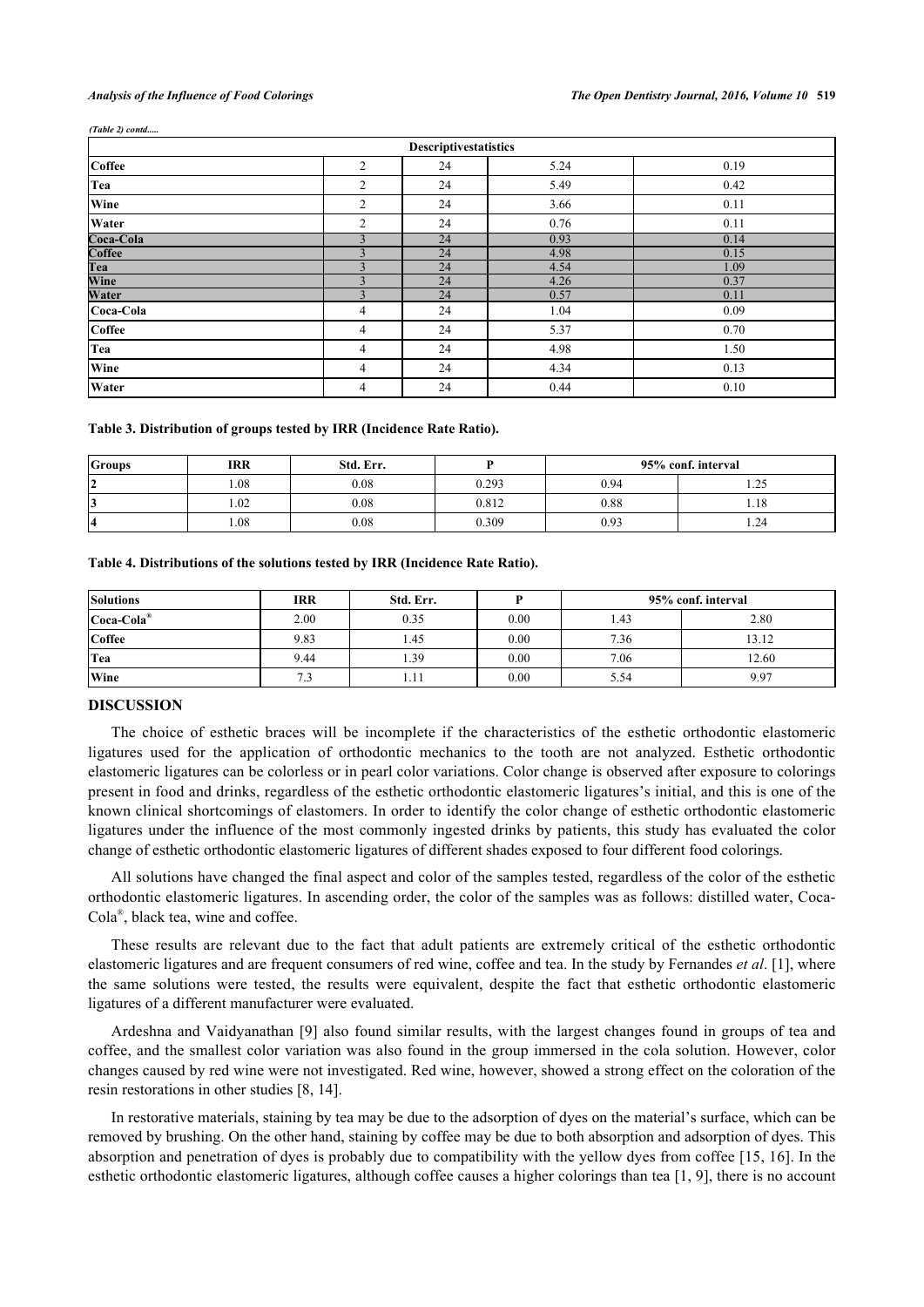*(Table 2) contd.....*

| Descriptivestatistics | | | | |
|---|---|---|---|---|
| Coffee | 2 | 24 | 5.24 | 0.19 |
| Tea | 2 | 24 | 5.49 | 0.42 |
| Wine | 2 | 24 | 3.66 | 0.11 |
| Water | 2 | 24 | 0.76 | 0.11 |
| Coca-Cola | 3 | 24 | 0.93 | 0.14 |
| Coffee | 3 | 24 | 4.98 | 0.15 |
| Tea | 3 | 24 | 4.54 | 1.09 |
| Wine | 3 | 24 | 4.26 | 0.37 |
| Water | 3 | 24 | 0.57 | 0.11 |
| Coca-Cola | 4 | 24 | 1.04 | 0.09 |
| Coffee | 4 | 24 | 5.37 | 0.70 |
| Tea | 4 | 24 | 4.98 | 1.50 |
| Wine | 4 | 24 | 4.34 | 0.13 |
| Water | 4 | 24 | 0.44 | 0.10 |

**Table 3. Distribution of groups tested by IRR (Incidence Rate Ratio).**

| Groups | IRR | Std. Err. | P | 95% conf. interval | |
|---|---|---|---|---|---|
| 2 | 1.08 | 0.08 | 0.293 | 0.94 | 1.25 |
| 3 | 1.02 | 0.08 | 0.812 | 0.88 | 1.18 |
| 4 | 1.08 | 0.08 | 0.309 | 0.93 | 1.24 |

**Table 4. Distributions of the solutions tested by IRR (Incidence Rate Ratio).**

| Solutions | IRR | Std. Err. | P | 95% conf. interval | |
|---|---|---|---|---|---|
| Coca-Cola® | 2.00 | 0.35 | 0.00 | 1.43 | 2.80 |
| Coffee | 9.83 | 1.45 | 0.00 | 7.36 | 13.12 |
| Tea | 9.44 | 1.39 | 0.00 | 7.06 | 12.60 |
| Wine | 7.3 | 1.11 | 0.00 | 5.54 | 9.97 |

## DISCUSSION

The choice of esthetic braces will be incomplete if the characteristics of the esthetic orthodontic elastomeric ligatures used for the application of orthodontic mechanics to the tooth are not analyzed. Esthetic orthodontic elastomeric ligatures can be colorless or in pearl color variations. Color change is observed after exposure to colorings present in food and drinks, regardless of the esthetic orthodontic elastomeric ligatures's initial, and this is one of the known clinical shortcomings of elastomers. In order to identify the color change of esthetic orthodontic elastomeric ligatures under the influence of the most commonly ingested drinks by patients, this study has evaluated the color change of esthetic orthodontic elastomeric ligatures of different shades exposed to four different food colorings.

All solutions have changed the final aspect and color of the samples tested, regardless of the color of the esthetic orthodontic elastomeric ligatures. In ascending order, the color of the samples was as follows: distilled water, Coca-Cola®, black tea, wine and coffee.

These results are relevant due to the fact that adult patients are extremely critical of the esthetic orthodontic elastomeric ligatures and are frequent consumers of red wine, coffee and tea. In the study by Fernandes *et al*. [1], where the same solutions were tested, the results were equivalent, despite the fact that esthetic orthodontic elastomeric ligatures of a different manufacturer were evaluated.

Ardeshna and Vaidyanathan [9] also found similar results, with the largest changes found in groups of tea and coffee, and the smallest color variation was also found in the group immersed in the cola solution. However, color changes caused by red wine were not investigated. Red wine, however, showed a strong effect on the coloration of the resin restorations in other studies [8, 14].

In restorative materials, staining by tea may be due to the adsorption of dyes on the material's surface, which can be removed by brushing. On the other hand, staining by coffee may be due to both absorption and adsorption of dyes. This absorption and penetration of dyes is probably due to compatibility with the yellow dyes from coffee [15, 16]. In the esthetic orthodontic elastomeric ligatures, although coffee causes a higher colorings than tea [1, 9], there is no account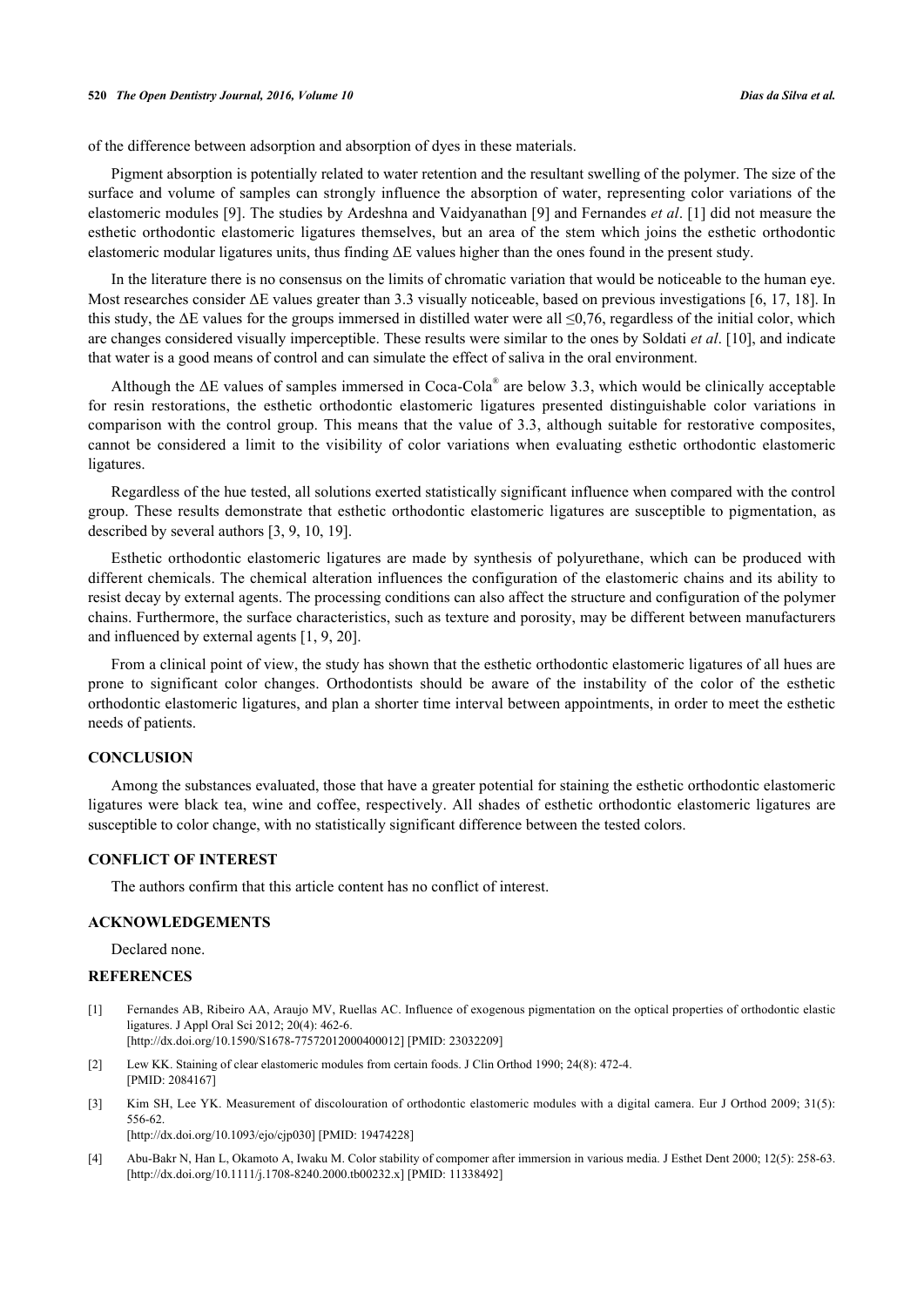of the difference between adsorption and absorption of dyes in these materials.

Pigment absorption is potentially related to water retention and the resultant swelling of the polymer. The size of the surface and volume of samples can strongly influence the absorption of water, representing color variations of the elastomeric modules [9]. The studies by Ardeshna and Vaidyanathan [9] and Fernandes *et al*. [1] did not measure the esthetic orthodontic elastomeric ligatures themselves, but an area of the stem which joins the esthetic orthodontic elastomeric modular ligatures units, thus finding ΔE values higher than the ones found in the present study.

In the literature there is no consensus on the limits of chromatic variation that would be noticeable to the human eye. Most researches consider ΔE values greater than 3.3 visually noticeable, based on previous investigations [6, 17, 18]. In this study, the ΔE values for the groups immersed in distilled water were all ≤0,76, regardless of the initial color, which are changes considered visually imperceptible. These results were similar to the ones by Soldati *et al*. [10], and indicate that water is a good means of control and can simulate the effect of saliva in the oral environment.

Although the ΔE values of samples immersed in Coca-Cola® are below 3.3, which would be clinically acceptable for resin restorations, the esthetic orthodontic elastomeric ligatures presented distinguishable color variations in comparison with the control group. This means that the value of 3.3, although suitable for restorative composites, cannot be considered a limit to the visibility of color variations when evaluating esthetic orthodontic elastomeric ligatures.

Regardless of the hue tested, all solutions exerted statistically significant influence when compared with the control group. These results demonstrate that esthetic orthodontic elastomeric ligatures are susceptible to pigmentation, as described by several authors [3, 9, 10, 19].

Esthetic orthodontic elastomeric ligatures are made by synthesis of polyurethane, which can be produced with different chemicals. The chemical alteration influences the configuration of the elastomeric chains and its ability to resist decay by external agents. The processing conditions can also affect the structure and configuration of the polymer chains. Furthermore, the surface characteristics, such as texture and porosity, may be different between manufacturers and influenced by external agents [1, 9, 20].

From a clinical point of view, the study has shown that the esthetic orthodontic elastomeric ligatures of all hues are prone to significant color changes. Orthodontists should be aware of the instability of the color of the esthetic orthodontic elastomeric ligatures, and plan a shorter time interval between appointments, in order to meet the esthetic needs of patients.

## CONCLUSION

Among the substances evaluated, those that have a greater potential for staining the esthetic orthodontic elastomeric ligatures were black tea, wine and coffee, respectively. All shades of esthetic orthodontic elastomeric ligatures are susceptible to color change, with no statistically significant difference between the tested colors.

## CONFLICT OF INTEREST

The authors confirm that this article content has no conflict of interest.

## ACKNOWLEDGEMENTS

Declared none.

## REFERENCES

[1] Fernandes AB, Ribeiro AA, Araujo MV, Ruellas AC. Influence of exogenous pigmentation on the optical properties of orthodontic elastic ligatures. J Appl Oral Sci 2012; 20(4): 462-6. [http://dx.doi.org/10.1590/S1678-77572012000400012] [PMID: 23032209]

[2] Lew KK. Staining of clear elastomeric modules from certain foods. J Clin Orthod 1990; 24(8): 472-4. [PMID: 2084167]

[3] Kim SH, Lee YK. Measurement of discolouration of orthodontic elastomeric modules with a digital camera. Eur J Orthod 2009; 31(5): 556-62. [http://dx.doi.org/10.1093/ejo/cjp030] [PMID: 19474228]

[4] Abu-Bakr N, Han L, Okamoto A, Iwaku M. Color stability of compomer after immersion in various media. J Esthet Dent 2000; 12(5): 258-63. [http://dx.doi.org/10.1111/j.1708-8240.2000.tb00232.x] [PMID: 11338492]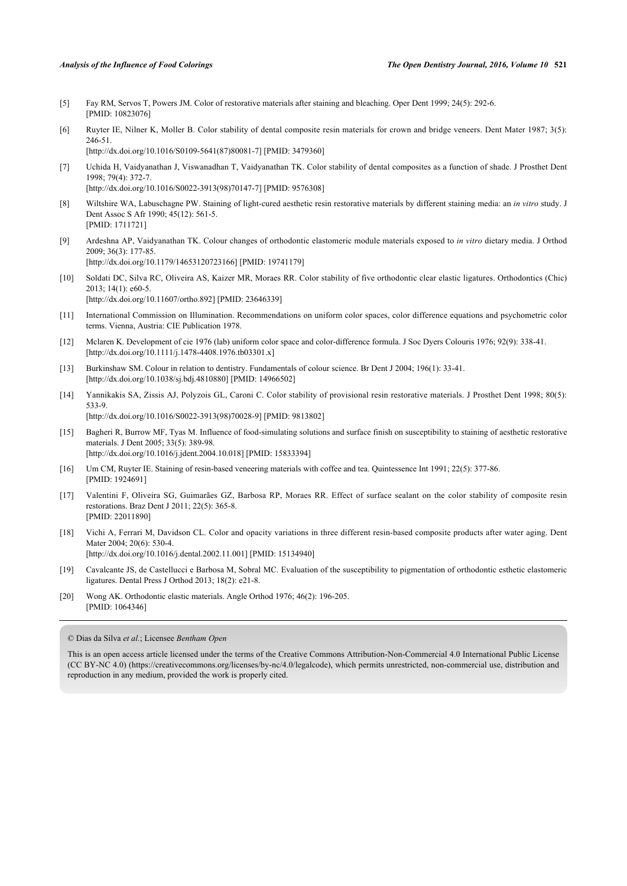[5] Fay RM, Servos T, Powers JM. Color of restorative materials after staining and bleaching. Oper Dent 1999; 24(5): 292-6. [PMID: 10823076]

[6] Ruyter IE, Nilner K, Moller B. Color stability of dental composite resin materials for crown and bridge veneers. Dent Mater 1987; 3(5): 246-51. [http://dx.doi.org/10.1016/S0109-5641(87)80081-7] [PMID: 3479360]

[7] Uchida H, Vaidyanathan J, Viswanadhan T, Vaidyanathan TK. Color stability of dental composites as a function of shade. J Prosthet Dent 1998; 79(4): 372-7. [http://dx.doi.org/10.1016/S0022-3913(98)70147-7] [PMID: 9576308]

[8] Wiltshire WA, Labuschagne PW. Staining of light-cured aesthetic resin restorative materials by different staining media: an *in vitro* study. J Dent Assoc S Afr 1990; 45(12): 561-5. [PMID: 1711721]

[9] Ardeshna AP, Vaidyanathan TK. Colour changes of orthodontic elastomeric module materials exposed to *in vitro* dietary media. J Orthod 2009; 36(3): 177-85. [http://dx.doi.org/10.1179/14653120723166] [PMID: 19741179]

[10] Soldati DC, Silva RC, Oliveira AS, Kaizer MR, Moraes RR. Color stability of five orthodontic clear elastic ligatures. Orthodontics (Chic) 2013; 14(1): e60-5. [http://dx.doi.org/10.11607/ortho.892] [PMID: 23646339]

[11] International Commission on Illumination. Recommendations on uniform color spaces, color difference equations and psychometric color terms. Vienna, Austria: CIE Publication 1978.

[12] Mclaren K. Development of cie 1976 (lab) uniform color space and color-difference formula. J Soc Dyers Colouris 1976; 92(9): 338-41. [http://dx.doi.org/10.1111/j.1478-4408.1976.tb03301.x]

[13] Burkinshaw SM. Colour in relation to dentistry. Fundamentals of colour science. Br Dent J 2004; 196(1): 33-41. [http://dx.doi.org/10.1038/sj.bdj.4810880] [PMID: 14966502]

[14] Yannikakis SA, Zissis AJ, Polyzois GL, Caroni C. Color stability of provisional resin restorative materials. J Prosthet Dent 1998; 80(5): 533-9. [http://dx.doi.org/10.1016/S0022-3913(98)70028-9] [PMID: 9813802]

[15] Bagheri R, Burrow MF, Tyas M. Influence of food-simulating solutions and surface finish on susceptibility to staining of aesthetic restorative materials. J Dent 2005; 33(5): 389-98. [http://dx.doi.org/10.1016/j.jdent.2004.10.018] [PMID: 15833394]

[16] Um CM, Ruyter IE. Staining of resin-based veneering materials with coffee and tea. Quintessence Int 1991; 22(5): 377-86. [PMID: 1924691]

[17] Valentini F, Oliveira SG, Guimarães GZ, Barbosa RP, Moraes RR. Effect of surface sealant on the color stability of composite resin restorations. Braz Dent J 2011; 22(5): 365-8. [PMID: 22011890]

[18] Vichi A, Ferrari M, Davidson CL. Color and opacity variations in three different resin-based composite products after water aging. Dent Mater 2004; 20(6): 530-4. [http://dx.doi.org/10.1016/j.dental.2002.11.001] [PMID: 15134940]

[19] Cavalcante JS, de Castellucci e Barbosa M, Sobral MC. Evaluation of the susceptibility to pigmentation of orthodontic esthetic elastomeric ligatures. Dental Press J Orthod 2013; 18(2): e21-8.

[20] Wong AK. Orthodontic elastic materials. Angle Orthod 1976; 46(2): 196-205. [PMID: 1064346]

© Dias da Silva *et al.*; Licensee *Bentham Open*

This is an open access article licensed under the terms of the Creative Commons Attribution-Non-Commercial 4.0 International Public License (CC BY-NC 4.0) (https://creativecommons.org/licenses/by-nc/4.0/legalcode), which permits unrestricted, non-commercial use, distribution and reproduction in any medium, provided the work is properly cited.